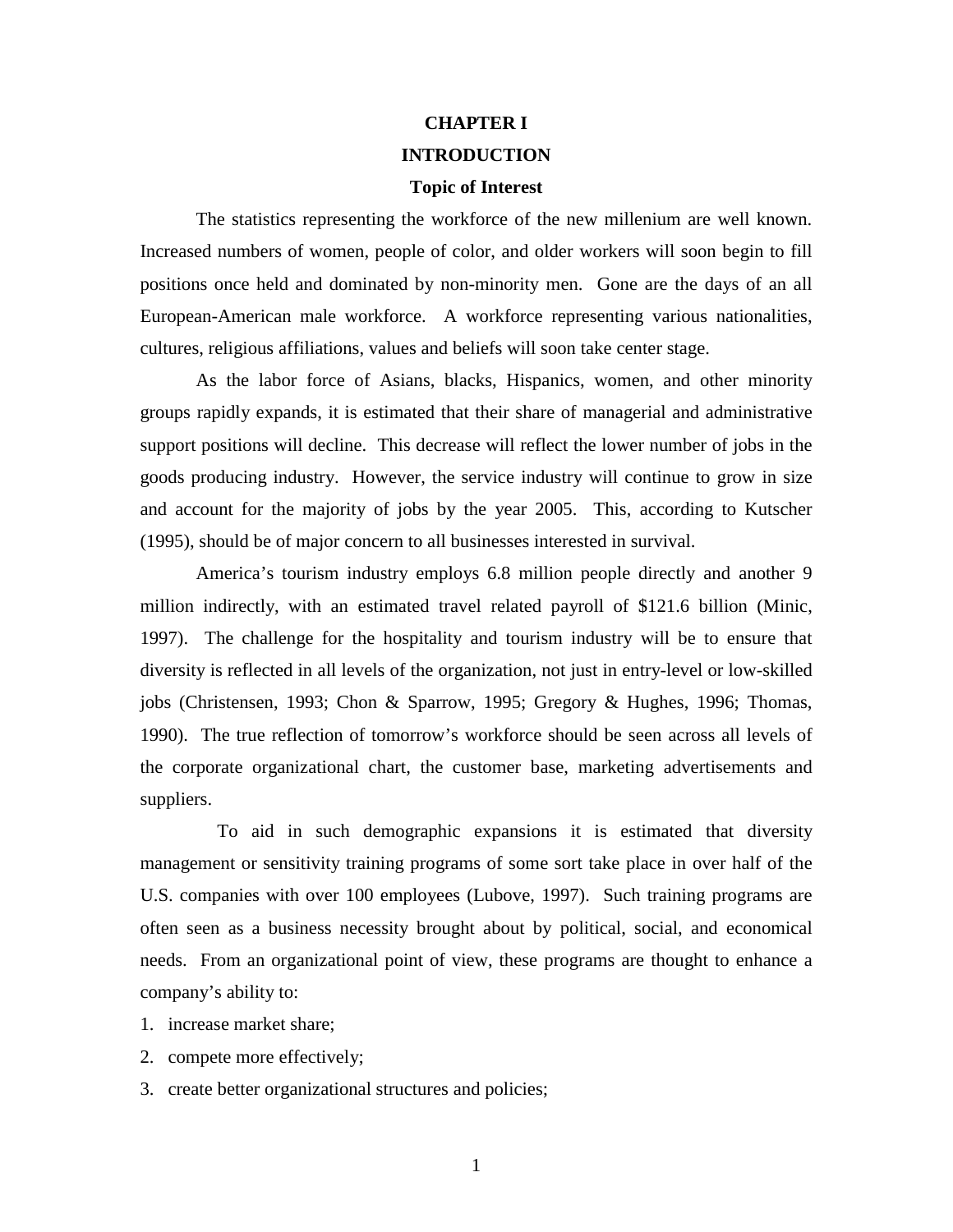# CHAPTER I

# INTRODUCTION

## Topic of Interest

The statistics representing the workforce of the new millenium are well known. Increased numbers of women, people of color, and older workers will soon begin to fill positions once held and dominated by non-minority men. Gone are the days of an all European-American male workforce. A workforce representing various nationalities, cultures, religious affiliations, values and beliefs will soon take center stage.

As the labor force of Asians, blacks, Hispanics, women, and other minority groups rapidly expands, it is estimated that their share of managerial and administrative support positions will decline. This decrease will reflect the lower number of jobs in the goods producing industry. However, the service industry will continue to grow in size and account for the majority of jobs by the year 2005. This, according to Kutscher (1995), should be of major concern to all businesses interested in survival.

America's tourism industry employs 6.8 million people directly and another 9 million indirectly, with an estimated travel related payroll of $121.6 billion (Minic, 1997). The challenge for the hospitality and tourism industry will be to ensure that diversity is reflected in all levels of the organization, not just in entry-level or low-skilled jobs (Christensen, 1993; Chon & Sparrow, 1995; Gregory & Hughes, 1996; Thomas, 1990). The true reflection of tomorrow's workforce should be seen across all levels of the corporate organizational chart, the customer base, marketing advertisements and suppliers.

To aid in such demographic expansions it is estimated that diversity management or sensitivity training programs of some sort take place in over half of the U.S. companies with over 100 employees (Lubove, 1997). Such training programs are often seen as a business necessity brought about by political, social, and economical needs. From an organizational point of view, these programs are thought to enhance a company's ability to:

1. increase market share;
2. compete more effectively;
3. create better organizational structures and policies;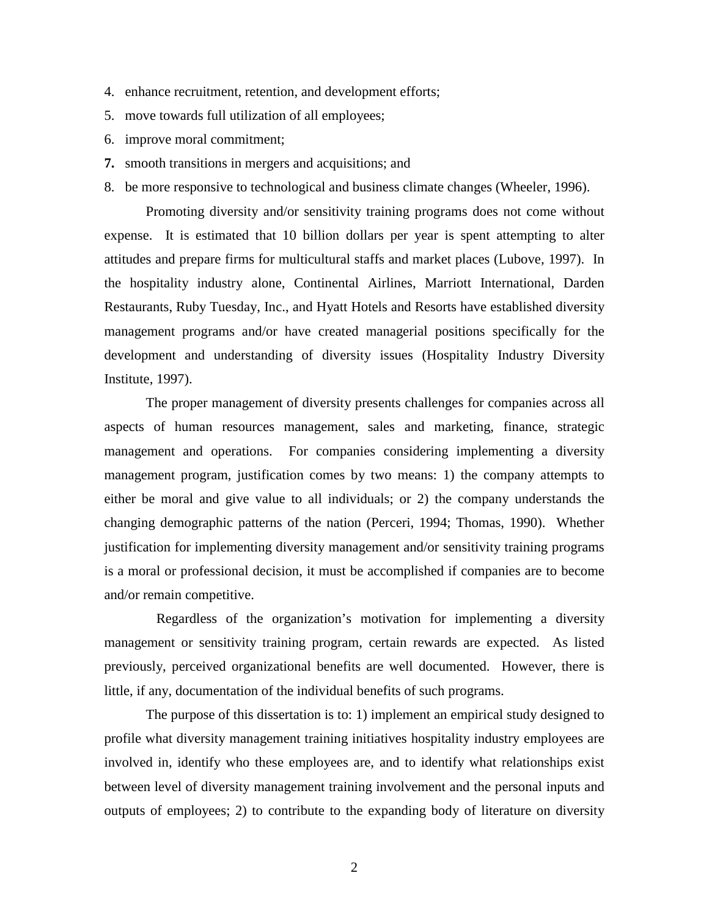4. enhance recruitment, retention, and development efforts;
5. move towards full utilization of all employees;
6. improve moral commitment;
7. smooth transitions in mergers and acquisitions; and
8. be more responsive to technological and business climate changes (Wheeler, 1996).

Promoting diversity and/or sensitivity training programs does not come without expense. It is estimated that 10 billion dollars per year is spent attempting to alter attitudes and prepare firms for multicultural staffs and market places (Lubove, 1997). In the hospitality industry alone, Continental Airlines, Marriott International, Darden Restaurants, Ruby Tuesday, Inc., and Hyatt Hotels and Resorts have established diversity management programs and/or have created managerial positions specifically for the development and understanding of diversity issues (Hospitality Industry Diversity Institute, 1997).

The proper management of diversity presents challenges for companies across all aspects of human resources management, sales and marketing, finance, strategic management and operations. For companies considering implementing a diversity management program, justification comes by two means: 1) the company attempts to either be moral and give value to all individuals; or 2) the company understands the changing demographic patterns of the nation (Perceri, 1994; Thomas, 1990). Whether justification for implementing diversity management and/or sensitivity training programs is a moral or professional decision, it must be accomplished if companies are to become and/or remain competitive.

Regardless of the organization's motivation for implementing a diversity management or sensitivity training program, certain rewards are expected. As listed previously, perceived organizational benefits are well documented. However, there is little, if any, documentation of the individual benefits of such programs.

The purpose of this dissertation is to: 1) implement an empirical study designed to profile what diversity management training initiatives hospitality industry employees are involved in, identify who these employees are, and to identify what relationships exist between level of diversity management training involvement and the personal inputs and outputs of employees; 2) to contribute to the expanding body of literature on diversity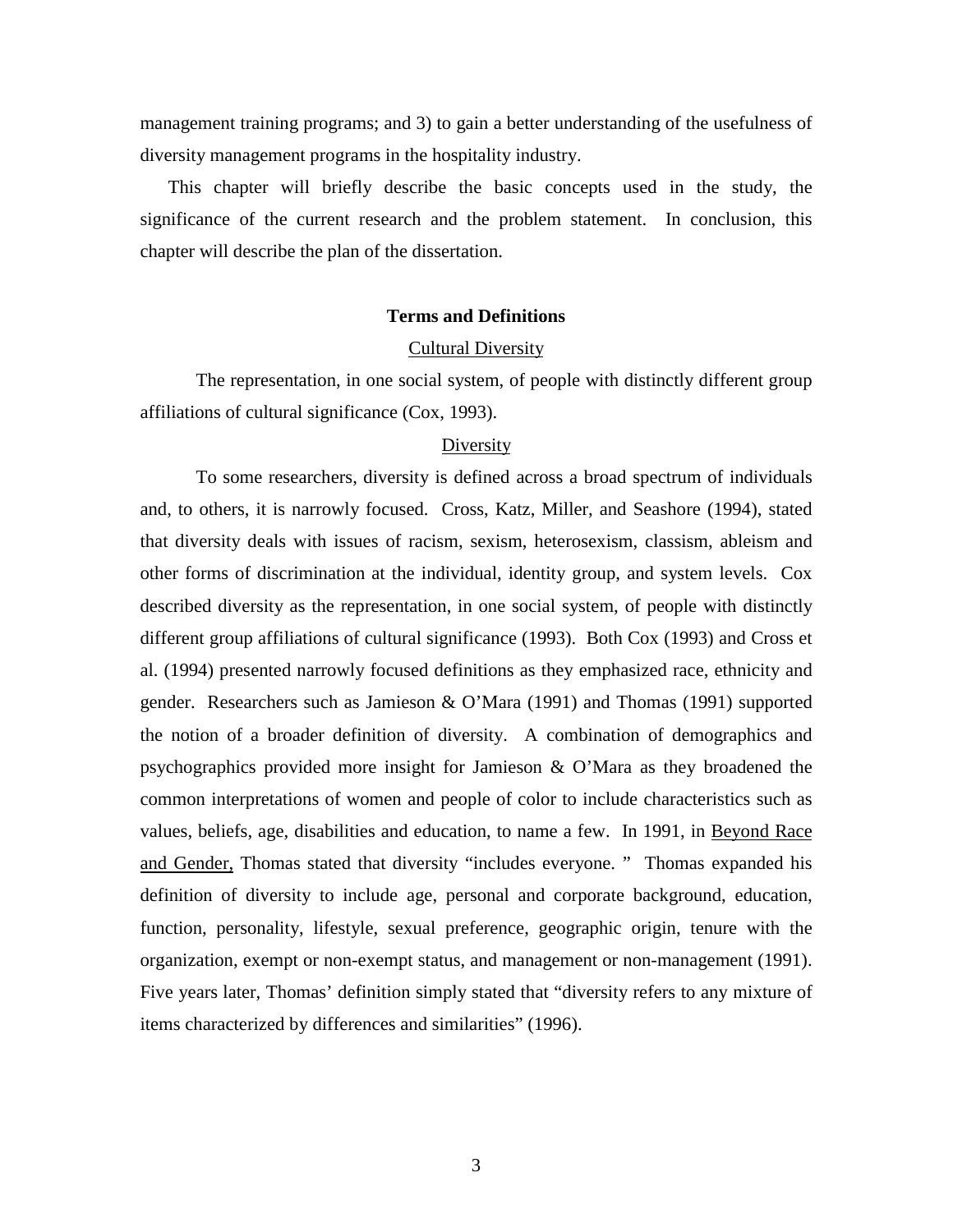management training programs; and 3) to gain a better understanding of the usefulness of diversity management programs in the hospitality industry.

This chapter will briefly describe the basic concepts used in the study, the significance of the current research and the problem statement. In conclusion, this chapter will describe the plan of the dissertation.

## Terms and Definitions

### Cultural Diversity

The representation, in one social system, of people with distinctly different group affiliations of cultural significance (Cox, 1993).

### Diversity

To some researchers, diversity is defined across a broad spectrum of individuals and, to others, it is narrowly focused. Cross, Katz, Miller, and Seashore (1994), stated that diversity deals with issues of racism, sexism, heterosexism, classism, ableism and other forms of discrimination at the individual, identity group, and system levels. Cox described diversity as the representation, in one social system, of people with distinctly different group affiliations of cultural significance (1993). Both Cox (1993) and Cross et al. (1994) presented narrowly focused definitions as they emphasized race, ethnicity and gender. Researchers such as Jamieson & O'Mara (1991) and Thomas (1991) supported the notion of a broader definition of diversity. A combination of demographics and psychographics provided more insight for Jamieson & O'Mara as they broadened the common interpretations of women and people of color to include characteristics such as values, beliefs, age, disabilities and education, to name a few. In 1991, in Beyond Race and Gender, Thomas stated that diversity "includes everyone. " Thomas expanded his definition of diversity to include age, personal and corporate background, education, function, personality, lifestyle, sexual preference, geographic origin, tenure with the organization, exempt or non-exempt status, and management or non-management (1991). Five years later, Thomas' definition simply stated that "diversity refers to any mixture of items characterized by differences and similarities" (1996).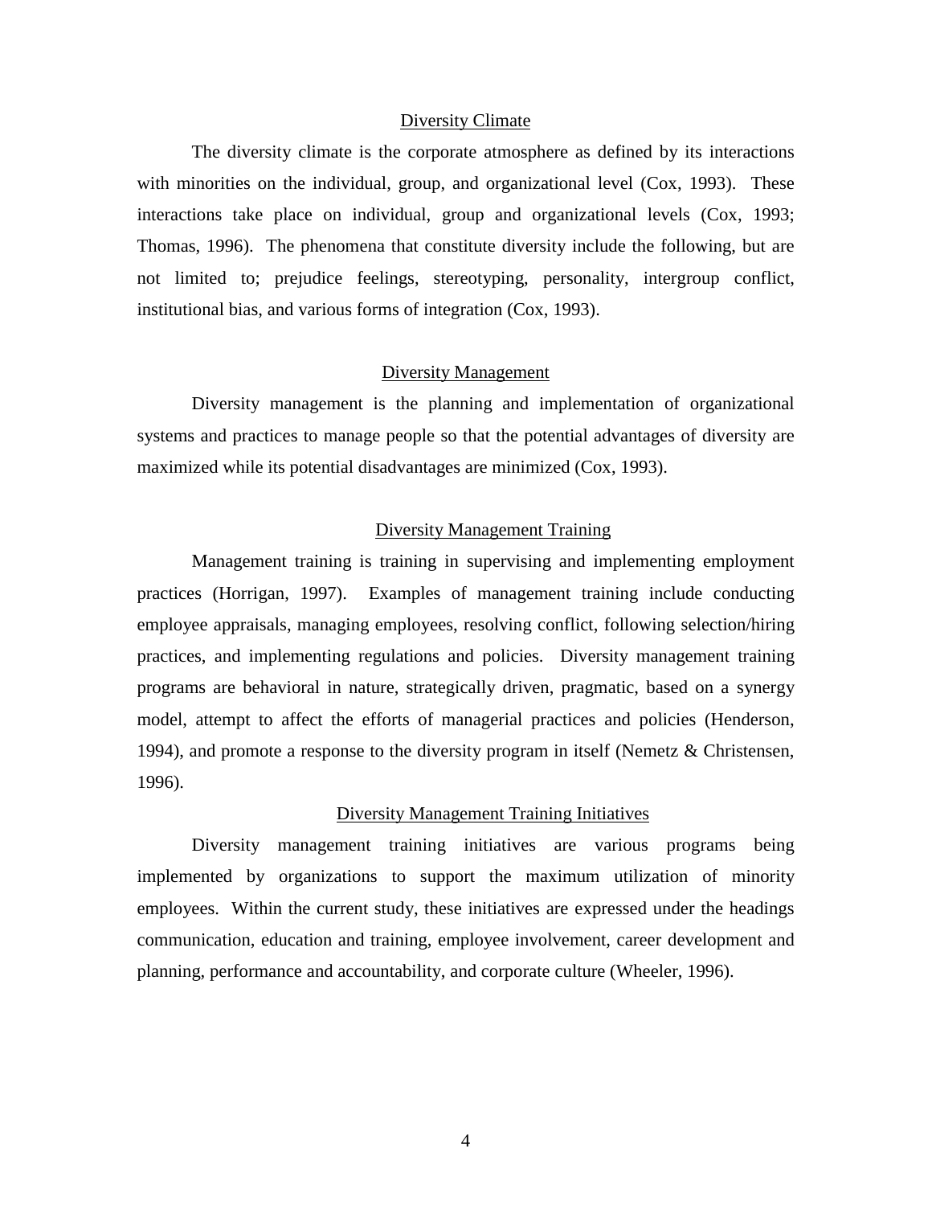## Diversity Climate

The diversity climate is the corporate atmosphere as defined by its interactions with minorities on the individual, group, and organizational level (Cox, 1993). These interactions take place on individual, group and organizational levels (Cox, 1993; Thomas, 1996). The phenomena that constitute diversity include the following, but are not limited to; prejudice feelings, stereotyping, personality, intergroup conflict, institutional bias, and various forms of integration (Cox, 1993).

## Diversity Management

Diversity management is the planning and implementation of organizational systems and practices to manage people so that the potential advantages of diversity are maximized while its potential disadvantages are minimized (Cox, 1993).

## Diversity Management Training

Management training is training in supervising and implementing employment practices (Horrigan, 1997). Examples of management training include conducting employee appraisals, managing employees, resolving conflict, following selection/hiring practices, and implementing regulations and policies. Diversity management training programs are behavioral in nature, strategically driven, pragmatic, based on a synergy model, attempt to affect the efforts of managerial practices and policies (Henderson, 1994), and promote a response to the diversity program in itself (Nemetz & Christensen, 1996).

## Diversity Management Training Initiatives

Diversity management training initiatives are various programs being implemented by organizations to support the maximum utilization of minority employees. Within the current study, these initiatives are expressed under the headings communication, education and training, employee involvement, career development and planning, performance and accountability, and corporate culture (Wheeler, 1996).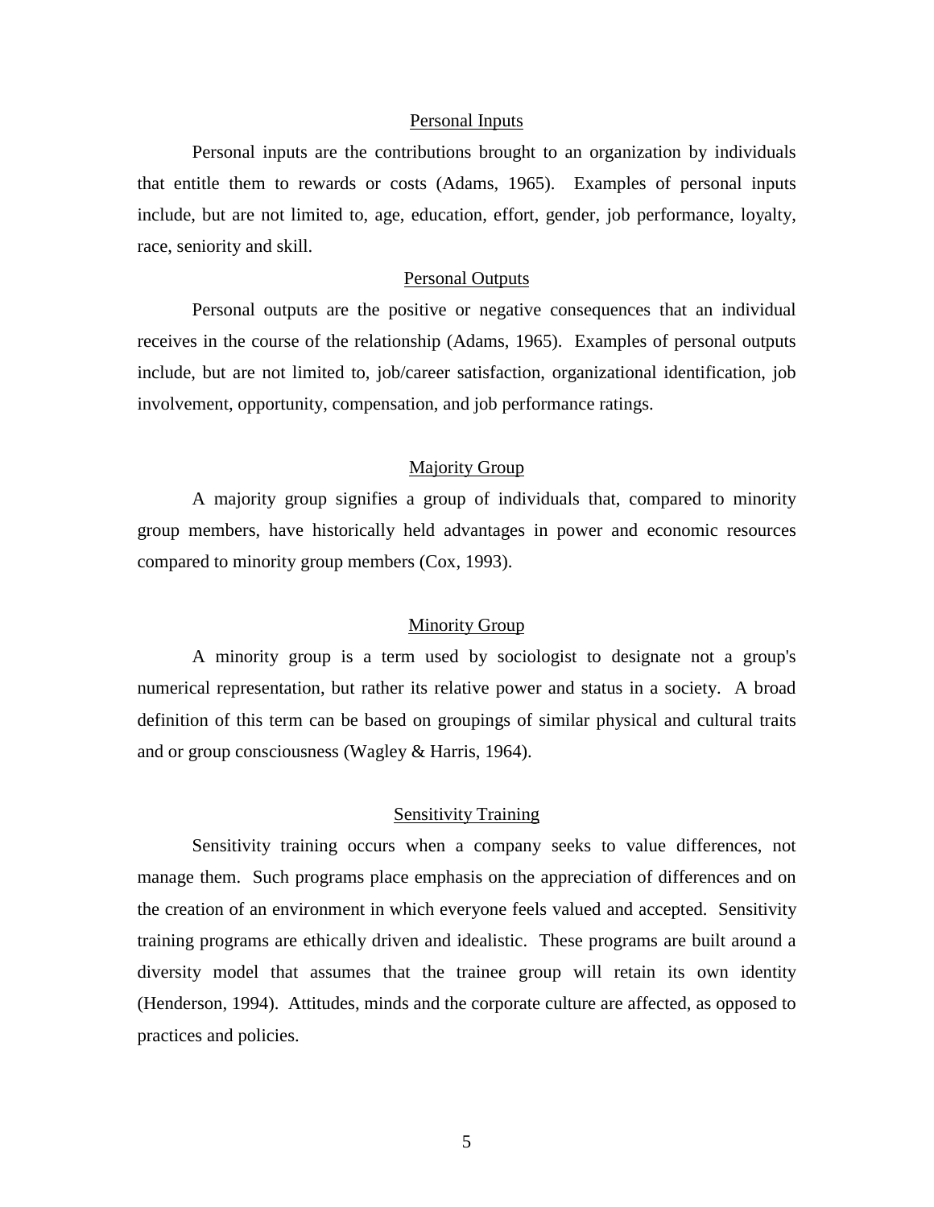### Personal Inputs

Personal inputs are the contributions brought to an organization by individuals that entitle them to rewards or costs (Adams, 1965). Examples of personal inputs include, but are not limited to, age, education, effort, gender, job performance, loyalty, race, seniority and skill.

### Personal Outputs

Personal outputs are the positive or negative consequences that an individual receives in the course of the relationship (Adams, 1965). Examples of personal outputs include, but are not limited to, job/career satisfaction, organizational identification, job involvement, opportunity, compensation, and job performance ratings.

### Majority Group

A majority group signifies a group of individuals that, compared to minority group members, have historically held advantages in power and economic resources compared to minority group members (Cox, 1993).

### Minority Group

A minority group is a term used by sociologist to designate not a group's numerical representation, but rather its relative power and status in a society. A broad definition of this term can be based on groupings of similar physical and cultural traits and or group consciousness (Wagley & Harris, 1964).

### Sensitivity Training

Sensitivity training occurs when a company seeks to value differences, not manage them. Such programs place emphasis on the appreciation of differences and on the creation of an environment in which everyone feels valued and accepted. Sensitivity training programs are ethically driven and idealistic. These programs are built around a diversity model that assumes that the trainee group will retain its own identity (Henderson, 1994). Attitudes, minds and the corporate culture are affected, as opposed to practices and policies.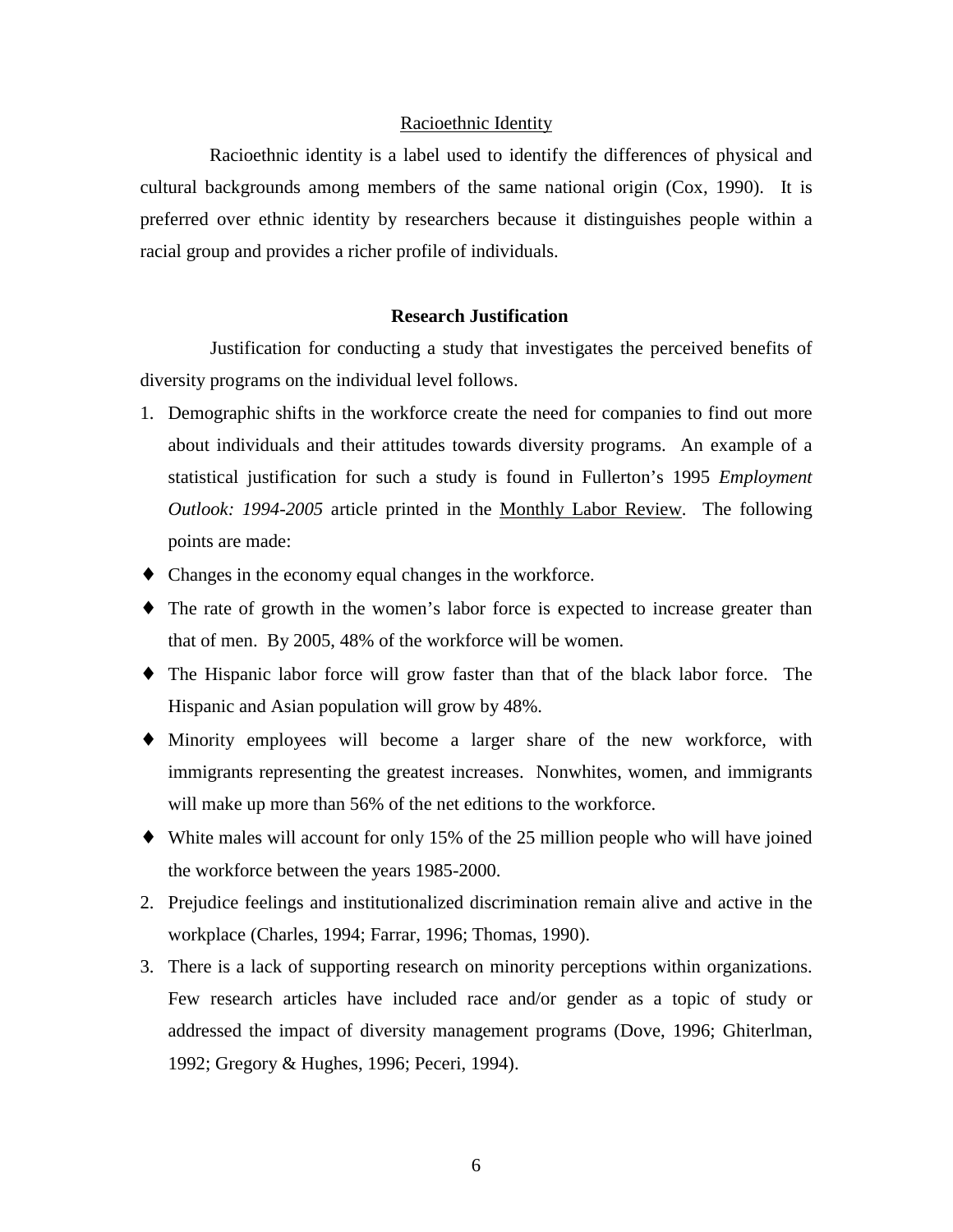Racioethnic Identity

Racioethnic identity is a label used to identify the differences of physical and cultural backgrounds among members of the same national origin (Cox, 1990). It is preferred over ethnic identity by researchers because it distinguishes people within a racial group and provides a richer profile of individuals.

## Research Justification

Justification for conducting a study that investigates the perceived benefits of diversity programs on the individual level follows.

1. Demographic shifts in the workforce create the need for companies to find out more about individuals and their attitudes towards diversity programs. An example of a statistical justification for such a study is found in Fullerton's 1995 *Employment Outlook: 1994-2005* article printed in the Monthly Labor Review. The following points are made:

- Changes in the economy equal changes in the workforce.
- The rate of growth in the women's labor force is expected to increase greater than that of men. By 2005, 48% of the workforce will be women.
- The Hispanic labor force will grow faster than that of the black labor force. The Hispanic and Asian population will grow by 48%.
- Minority employees will become a larger share of the new workforce, with immigrants representing the greatest increases. Nonwhites, women, and immigrants will make up more than 56% of the net editions to the workforce.
- White males will account for only 15% of the 25 million people who will have joined the workforce between the years 1985-2000.

2. Prejudice feelings and institutionalized discrimination remain alive and active in the workplace (Charles, 1994; Farrar, 1996; Thomas, 1990).
3. There is a lack of supporting research on minority perceptions within organizations. Few research articles have included race and/or gender as a topic of study or addressed the impact of diversity management programs (Dove, 1996; Ghiterlman, 1992; Gregory & Hughes, 1996; Peceri, 1994).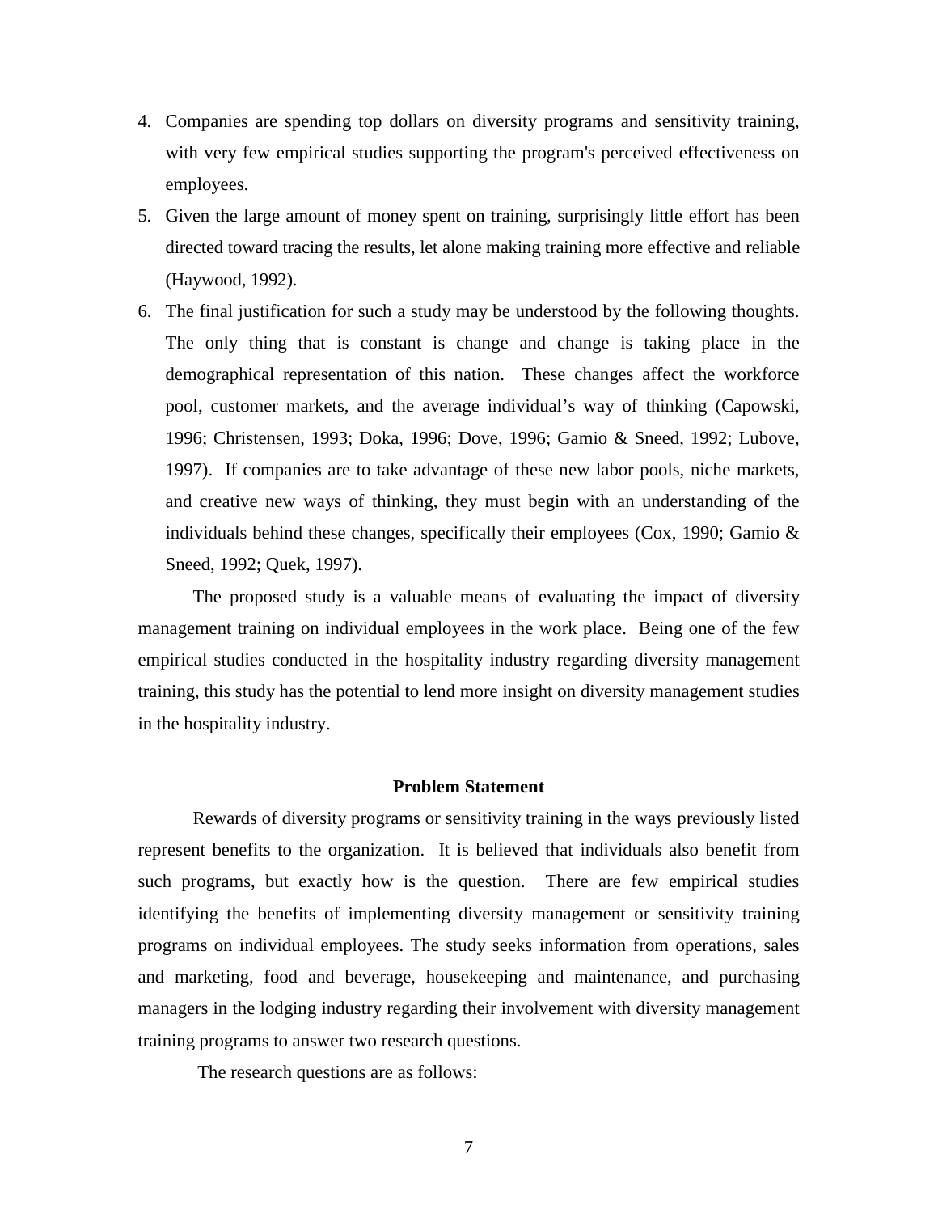4. Companies are spending top dollars on diversity programs and sensitivity training, with very few empirical studies supporting the program's perceived effectiveness on employees.
5. Given the large amount of money spent on training, surprisingly little effort has been directed toward tracing the results, let alone making training more effective and reliable (Haywood, 1992).
6. The final justification for such a study may be understood by the following thoughts. The only thing that is constant is change and change is taking place in the demographical representation of this nation. These changes affect the workforce pool, customer markets, and the average individual's way of thinking (Capowski, 1996; Christensen, 1993; Doka, 1996; Dove, 1996; Gamio & Sneed, 1992; Lubove, 1997). If companies are to take advantage of these new labor pools, niche markets, and creative new ways of thinking, they must begin with an understanding of the individuals behind these changes, specifically their employees (Cox, 1990; Gamio & Sneed, 1992; Quek, 1997).

The proposed study is a valuable means of evaluating the impact of diversity management training on individual employees in the work place. Being one of the few empirical studies conducted in the hospitality industry regarding diversity management training, this study has the potential to lend more insight on diversity management studies in the hospitality industry.

## Problem Statement

Rewards of diversity programs or sensitivity training in the ways previously listed represent benefits to the organization. It is believed that individuals also benefit from such programs, but exactly how is the question. There are few empirical studies identifying the benefits of implementing diversity management or sensitivity training programs on individual employees. The study seeks information from operations, sales and marketing, food and beverage, housekeeping and maintenance, and purchasing managers in the lodging industry regarding their involvement with diversity management training programs to answer two research questions.

The research questions are as follows: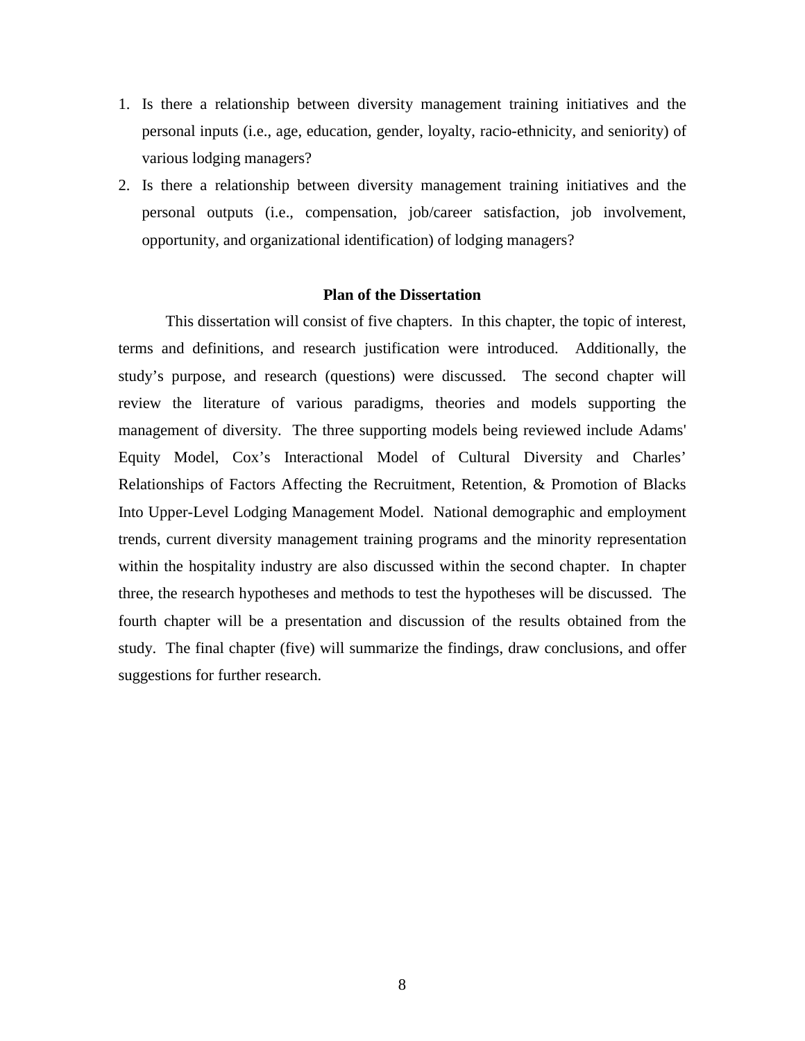1. Is there a relationship between diversity management training initiatives and the personal inputs (i.e., age, education, gender, loyalty, racio-ethnicity, and seniority) of various lodging managers?
2. Is there a relationship between diversity management training initiatives and the personal outputs (i.e., compensation, job/career satisfaction, job involvement, opportunity, and organizational identification) of lodging managers?

## Plan of the Dissertation

This dissertation will consist of five chapters. In this chapter, the topic of interest, terms and definitions, and research justification were introduced. Additionally, the study's purpose, and research (questions) were discussed. The second chapter will review the literature of various paradigms, theories and models supporting the management of diversity. The three supporting models being reviewed include Adams' Equity Model, Cox's Interactional Model of Cultural Diversity and Charles' Relationships of Factors Affecting the Recruitment, Retention, & Promotion of Blacks Into Upper-Level Lodging Management Model. National demographic and employment trends, current diversity management training programs and the minority representation within the hospitality industry are also discussed within the second chapter. In chapter three, the research hypotheses and methods to test the hypotheses will be discussed. The fourth chapter will be a presentation and discussion of the results obtained from the study. The final chapter (five) will summarize the findings, draw conclusions, and offer suggestions for further research.